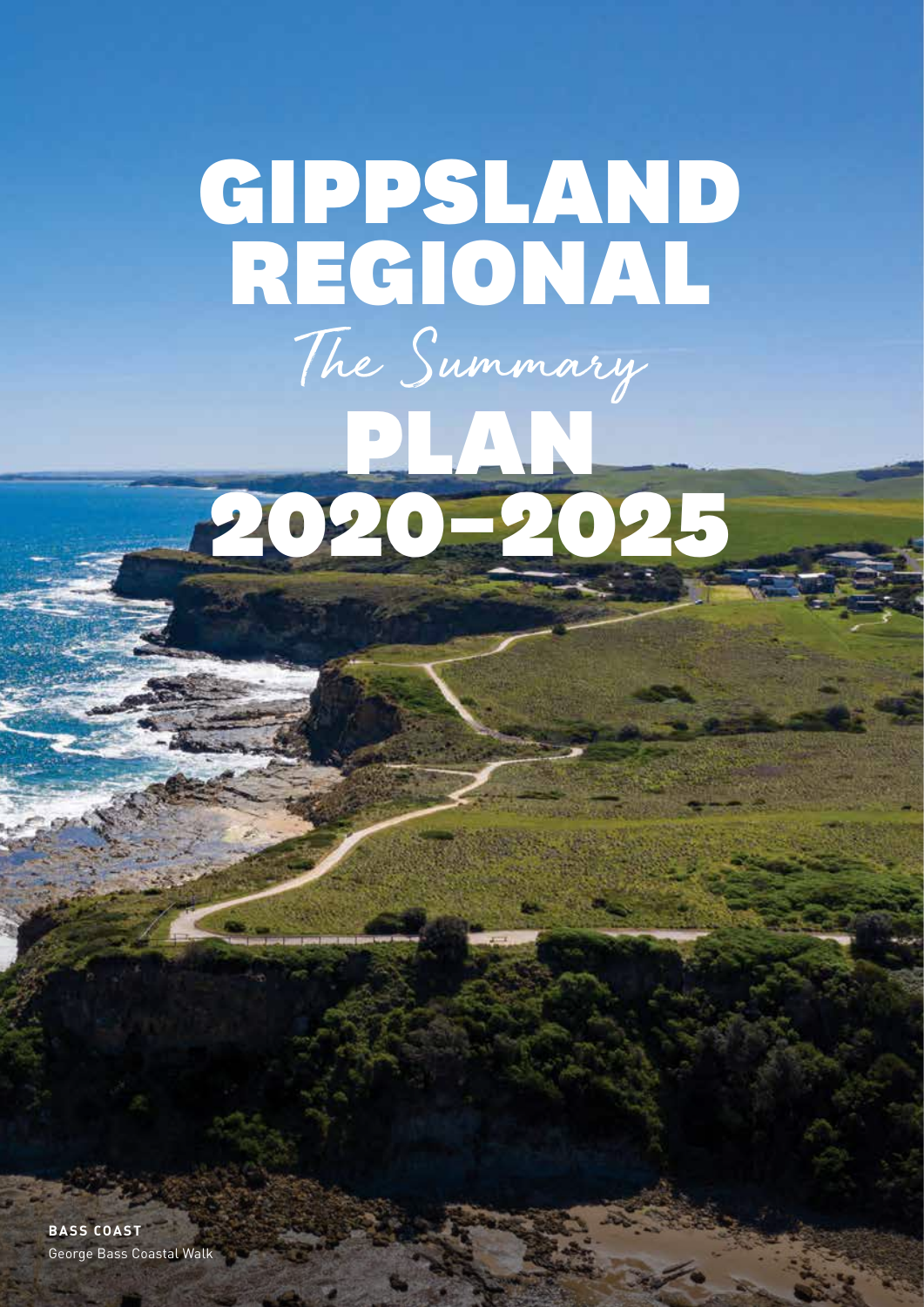# GIPPSLAND REGIONAL

*The Summary*

# PLAN 2020–2025

**BASS COAST**
George Bass Coastal Walk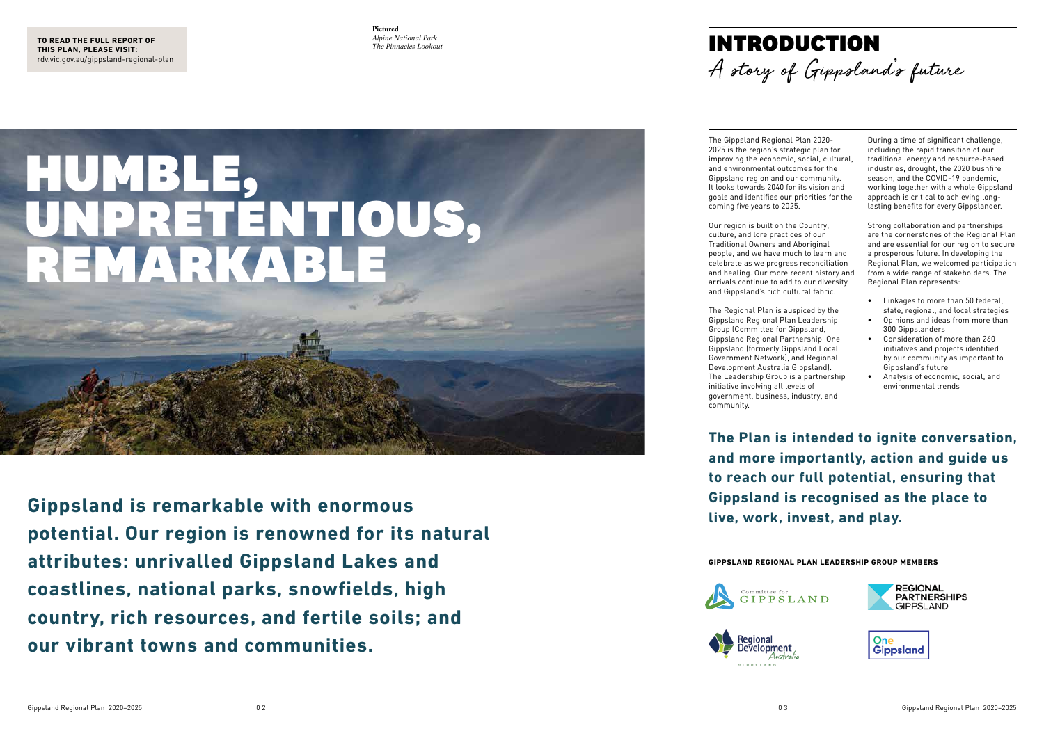**TO READ THE FULL REPORT OF THIS PLAN, PLEASE VISIT:**
rdv.vic.gov.au/gippsland-regional-plan

**Pictured**
*Alpine National Park*
*The Pinnacles Lookout*

# HUMBLE, UNPRETENTIOUS, REMARKABLE

**Gippsland is remarkable with enormous potential. Our region is renowned for its natural attributes: unrivalled Gippsland Lakes and coastlines, national parks, snowfields, high country, rich resources, and fertile soils; and our vibrant towns and communities.**

# INTRODUCTION

## A story of Gippsland's future

The Gippsland Regional Plan 2020-2025 is the region's strategic plan for improving the economic, social, cultural, and environmental outcomes for the Gippsland region and our community. It looks towards 2040 for its vision and goals and identifies our priorities for the coming five years to 2025.

Our region is built on the Country, culture, and lore practices of our Traditional Owners and Aboriginal people, and we have much to learn and celebrate as we progress reconciliation and healing. Our more recent history and arrivals continue to add to our diversity and Gippsland's rich cultural fabric.

The Regional Plan is auspiced by the Gippsland Regional Plan Leadership Group (Committee for Gippsland, Gippsland Regional Partnership, One Gippsland (formerly Gippsland Local Government Network), and Regional Development Australia Gippsland). The Leadership Group is a partnership initiative involving all levels of government, business, industry, and community.

During a time of significant challenge, including the rapid transition of our traditional energy and resource-based industries, drought, the 2020 bushfire season, and the COVID-19 pandemic, working together with a whole Gippsland approach is critical to achieving long-lasting benefits for every Gippslander.

Strong collaboration and partnerships are the cornerstones of the Regional Plan and are essential for our region to secure a prosperous future. In developing the Regional Plan, we welcomed participation from a wide range of stakeholders. The Regional Plan represents:

- Linkages to more than 50 federal, state, regional, and local strategies
- Opinions and ideas from more than 300 Gippslanders
- Consideration of more than 260 initiatives and projects identified by our community as important to Gippsland's future
- Analysis of economic, social, and environmental trends

**The Plan is intended to ignite conversation, and more importantly, action and guide us to reach our full potential, ensuring that Gippsland is recognised as the place to live, work, invest, and play.**

**GIPPSLAND REGIONAL PLAN LEADERSHIP GROUP MEMBERS**

Committee for Gippsland
Regional Partnerships Gippsland
Regional Development Australia Gippsland
One Gippsland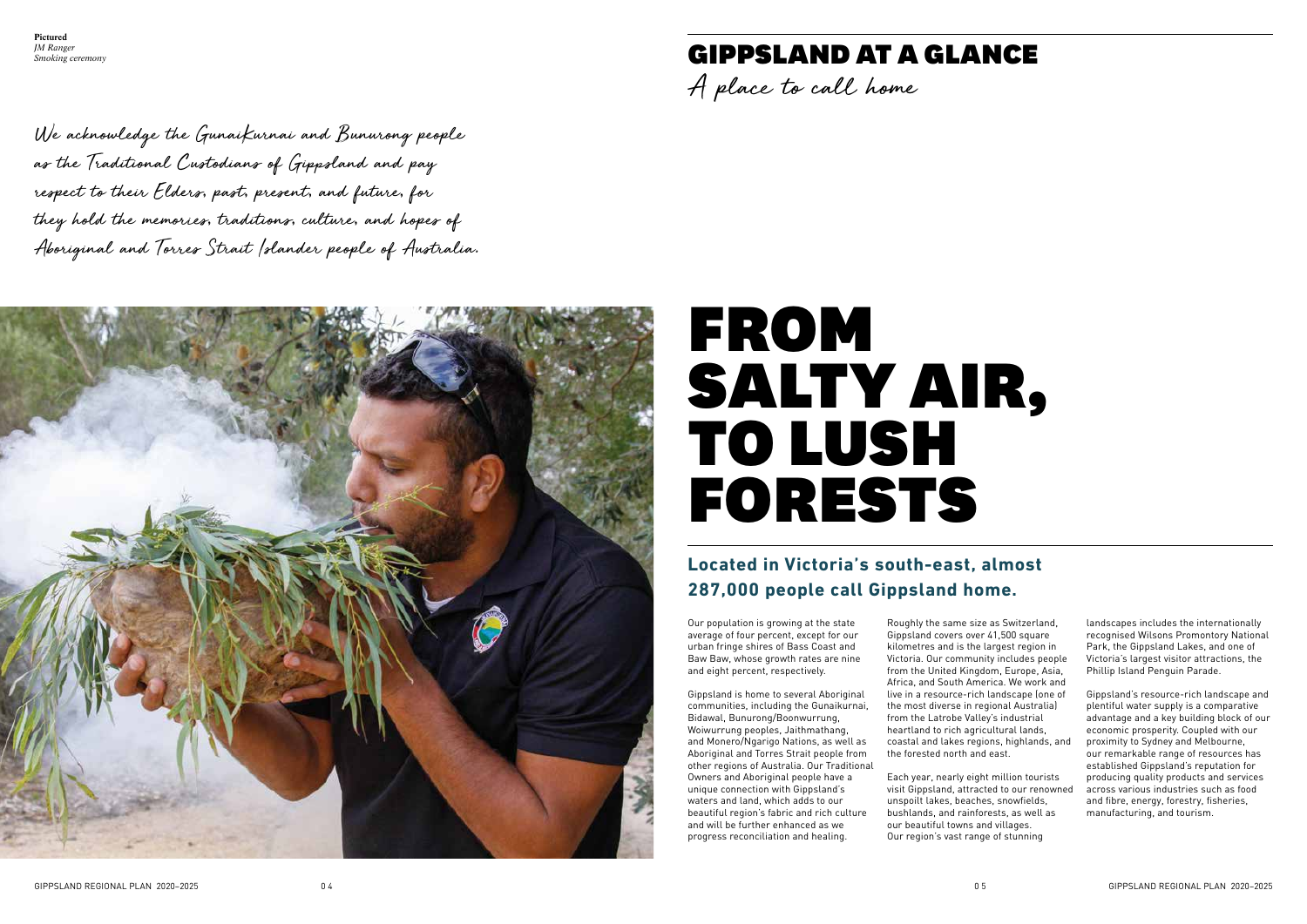**Pictured**
*JM Ranger*
*Smoking ceremony*

*We acknowledge the GunaiKurnai and Bunurong people as the Traditional Custodians of Gippsland and pay respect to their Elders, past, present, and future, for they hold the memories, traditions, culture, and hopes of Aboriginal and Torres Strait Islander people of Australia.*

# GIPPSLAND AT A GLANCE

*A place to call home*

# FROM SALTY AIR, TO LUSH FORESTS

## Located in Victoria's south-east, almost 287,000 people call Gippsland home.

Our population is growing at the state average of four percent, except for our urban fringe shires of Bass Coast and Baw Baw, whose growth rates are nine and eight percent, respectively.

Gippsland is home to several Aboriginal communities, including the Gunaikurnai, Bidawal, Bunurong/Boonwurrung, Woiwurrung peoples, Jaithmathang, and Monero/Ngarigo Nations, as well as Aboriginal and Torres Strait people from other regions of Australia. Our Traditional Owners and Aboriginal people have a unique connection with Gippsland's waters and land, which adds to our beautiful region's fabric and rich culture and will be further enhanced as we progress reconciliation and healing.

Roughly the same size as Switzerland, Gippsland covers over 41,500 square kilometres and is the largest region in Victoria. Our community includes people from the United Kingdom, Europe, Asia, Africa, and South America. We work and live in a resource-rich landscape (one of the most diverse in regional Australia) from the Latrobe Valley's industrial heartland to rich agricultural lands, coastal and lakes regions, highlands, and the forested north and east.

Each year, nearly eight million tourists visit Gippsland, attracted to our renowned unspoilt lakes, beaches, snowfields, bushlands, and rainforests, as well as our beautiful towns and villages. Our region's vast range of stunning landscapes includes the internationally recognised Wilsons Promontory National Park, the Gippsland Lakes, and one of Victoria's largest visitor attractions, the Phillip Island Penguin Parade.

Gippsland's resource-rich landscape and plentiful water supply is a comparative advantage and a key building block of our economic prosperity. Coupled with our proximity to Sydney and Melbourne, our remarkable range of resources has established Gippsland's reputation for producing quality products and services across various industries such as food and fibre, energy, forestry, fisheries, manufacturing, and tourism.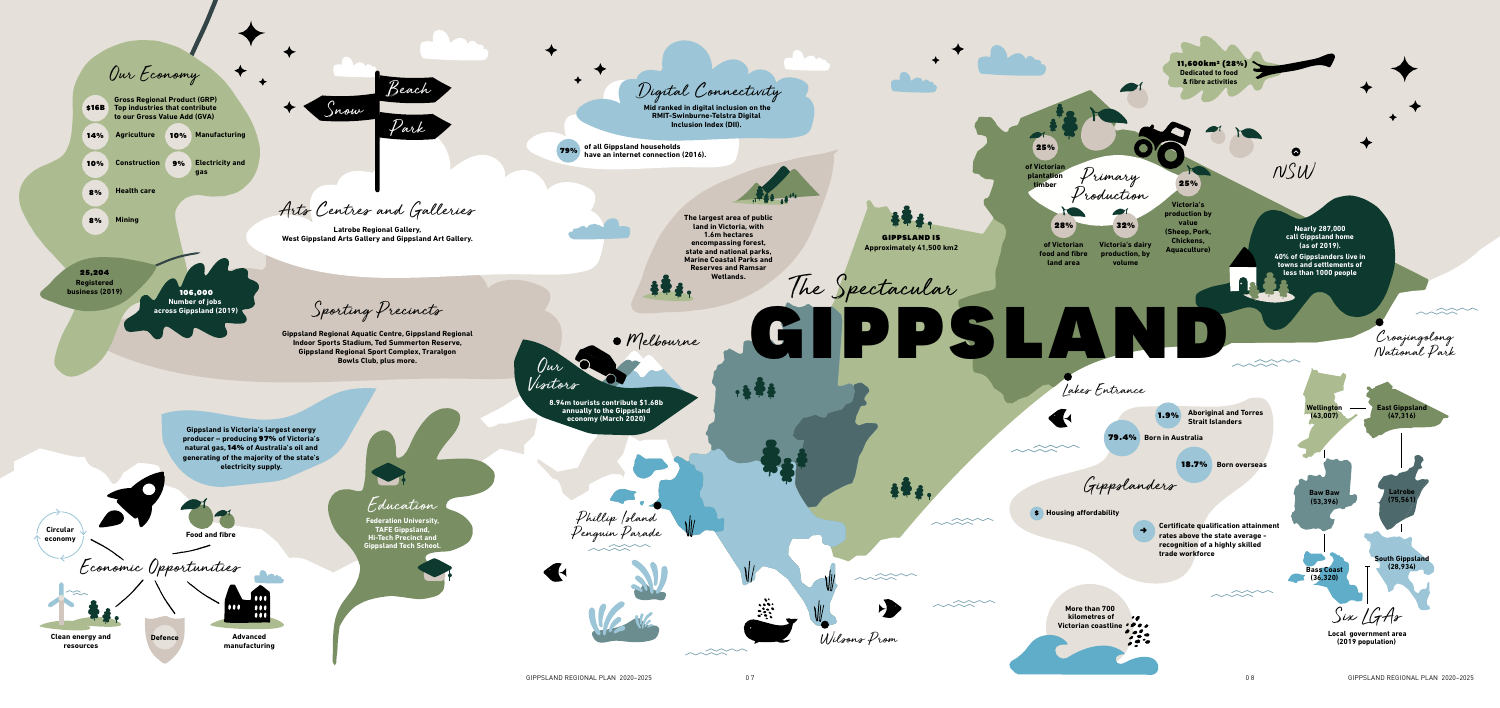# The Spectacular GIPPSLAND

## Our Economy

**$16B** Gross Regional Product (GRP)

**Top industries that contribute to our Gross Value Add (GVA)**

- **14%** Agriculture
- **10%** Manufacturing
- **10%** Construction
- **9%** Electricity and gas
- **8%** Health care
- **8%** Mining

**25,204** Registered business (2019)

**106,000** Number of jobs across Gippsland (2019)

## Arts Centres and Galleries

**Latrobe Regional Gallery, West Gippsland Arts Gallery and Gippsland Art Gallery.**

## Sporting Precincts

**Gippsland Regional Aquatic Centre, Gippsland Regional Indoor Sports Stadium, Ted Summerton Reserve, Gippsland Regional Sport Complex, Traralgon Bowls Club, plus more.**

Snow · Beach · Park

**Gippsland is Victoria's largest energy producer – producing 97% of Victoria's natural gas, 14% of Australia's oil and generating of the majority of the state's electricity supply.**

## Economic Opportunities

- Circular economy
- Food and fibre
- Clean energy and resources
- Defence
- Advanced manufacturing

## Education

**Federation University, TAFE Gippsland, Hi-Tech Precinct and Gippsland Tech School.**

## Digital Connectivity

**Mid ranked in digital inclusion on the RMIT-Swinburne-Telstra Digital Inclusion Index (DII).**

**79%** of all Gippsland households have an internet connection (2016).

**The largest area of public land in Victoria, with 1.6m hectares encompassing forest, state and national parks, Marine Coastal Parks and Reserves and Ramsar Wetlands.**

**GIPPSLAND IS Approximately 41,500 km2**

Melbourne

## Our Visitors

**8.94m tourists contribute $1.68b annually to the Gippsland economy (March 2020)**

Phillip Island Penguin Parade

Wilsons Prom

Lakes Entrance

Croajingolong National Park

NSW

## Primary Production

**11,600km² (28%)** Dedicated to food & fibre activities

- **25%** of Victorian plantation timber
- **28%** of Victorian food and fibre land area
- **32%** Victoria's dairy production, by volume
- **25%** Victoria's production by value (Sheep, Pork, Chickens, Aquaculture)

**Nearly 287,000 call Gippsland home (as of 2019).**

**40% of Gippslanders live in towns and settlements of less than 1000 people**

## Gippslanders

- **1.9%** Aboriginal and Torres Strait Islanders
- **79.4%** Born in Australia
- **18.7%** Born overseas

**Housing affordability**

**Certificate qualification attainment rates above the state average – recognition of a highly skilled trade workforce**

**More than 700 kilometres of Victorian coastline**

## Six LGAs

**Local government area (2019 population)**

| LGA | Population |
|---|---|
| Wellington | 43,007 |
| East Gippsland | 47,316 |
| Baw Baw | 53,396 |
| Latrobe | 75,561 |
| Bass Coast | 36,320 |
| South Gippsland | 28,934 |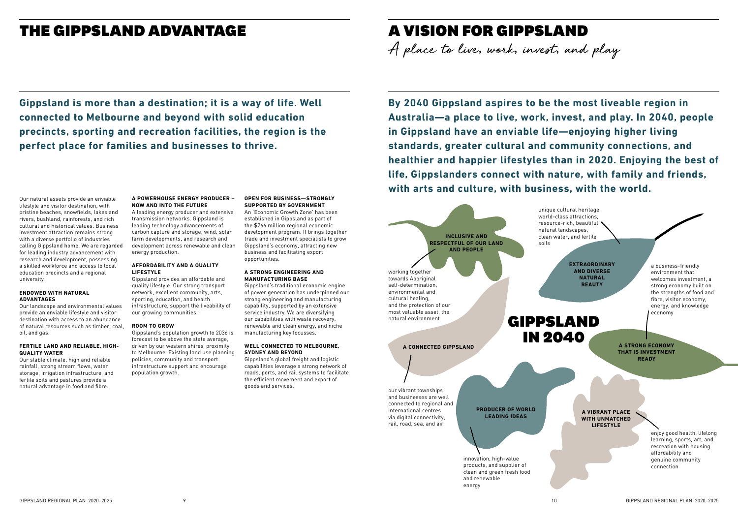# THE GIPPSLAND ADVANTAGE

**Gippsland is more than a destination; it is a way of life. Well connected to Melbourne and beyond with solid education precincts, sporting and recreation facilities, the region is the perfect place for families and businesses to thrive.**

Our natural assets provide an enviable lifestyle and visitor destination, with pristine beaches, snowfields, lakes and rivers, bushland, rainforests, and rich cultural and historical values. Business investment attraction remains strong with a diverse portfolio of industries calling Gippsland home. We are regarded for leading industry advancement with research and development, possessing a skilled workforce and access to local education precincts and a regional university.

### ENDOWED WITH NATURAL ADVANTAGES

Our landscape and environmental values provide an enviable lifestyle and visitor destination with access to an abundance of natural resources such as timber, coal, oil, and gas.

### FERTILE LAND AND RELIABLE, HIGH-QUALITY WATER

Our stable climate, high and reliable rainfall, strong stream flows, water storage, irrigation infrastructure, and fertile soils and pastures provide a natural advantage in food and fibre.

### A POWERHOUSE ENERGY PRODUCER – NOW AND INTO THE FUTURE

A leading energy producer and extensive transmission networks. Gippsland is leading technology advancements of carbon capture and storage, wind, solar farm developments, and research and development across renewable and clean energy production.

### AFFORDABILITY AND A QUALITY LIFESTYLE

Gippsland provides an affordable and quality lifestyle. Our strong transport network, excellent community, arts, sporting, education, and health infrastructure, support the liveability of our growing communities.

### ROOM TO GROW

Gippsland's population growth to 2036 is forecast to be above the state average, driven by our western shires' proximity to Melbourne. Existing land use planning policies, community and transport infrastructure support and encourage population growth.

### OPEN FOR BUSINESS—STRONGLY SUPPORTED BY GOVERNMENT

An 'Economic Growth Zone' has been established in Gippsland as part of the $266 million regional economic development program. It brings together trade and investment specialists to grow Gippsland's economy, attracting new business and facilitating export opportunities.

### A STRONG ENGINEERING AND MANUFACTURING BASE

Gippsland's traditional economic engine of power generation has underpinned our strong engineering and manufacturing capability, supported by an extensive service industry. We are diversifying our capabilities with waste recovery, renewable and clean energy, and niche manufacturing key focusses.

### WELL CONNECTED TO MELBOURNE, SYDNEY AND BEYOND

Gippsland's global freight and logistic capabilities leverage a strong network of roads, ports, and rail systems to facilitate the efficient movement and export of goods and services.

# A VISION FOR GIPPSLAND

*A place to live, work, invest, and play*

**By 2040 Gippsland aspires to be the most liveable region in Australia—a place to live, work, invest, and play. In 2040, people in Gippsland have an enviable life—enjoying higher living standards, greater cultural and community connections, and healthier and happier lifestyles than in 2020. Enjoying the best of life, Gippslanders connect with nature, with family and friends, with arts and culture, with business, with the world.**

## GIPPSLAND IN 2040

**INCLUSIVE AND RESPECTFUL OF OUR LAND AND PEOPLE** – working together towards Aboriginal self-determination, environmental and cultural healing, and the protection of our most valuable asset, the natural environment

**EXTRAORDINARY AND DIVERSE NATURAL BEAUTY** – unique cultural heritage, world-class attractions, resource-rich, beautiful natural landscapes, clean water, and fertile soils

**A STRONG ECONOMY THAT IS INVESTMENT READY** – a business-friendly environment that welcomes investment, a strong economy built on the strengths of food and fibre, visitor economy, energy, and knowledge economy

**A CONNECTED GIPPSLAND** – our vibrant townships and businesses are well connected to regional and international centres via digital connectivity, rail, road, sea, and air

**PRODUCER OF WORLD LEADING IDEAS** – innovation, high-value products, and supplier of clean and green fresh food and renewable energy

**A VIBRANT PLACE WITH UNMATCHED LIFESTYLE** – enjoy good health, lifelong learning, sports, art, and recreation with housing affordability and genuine community connection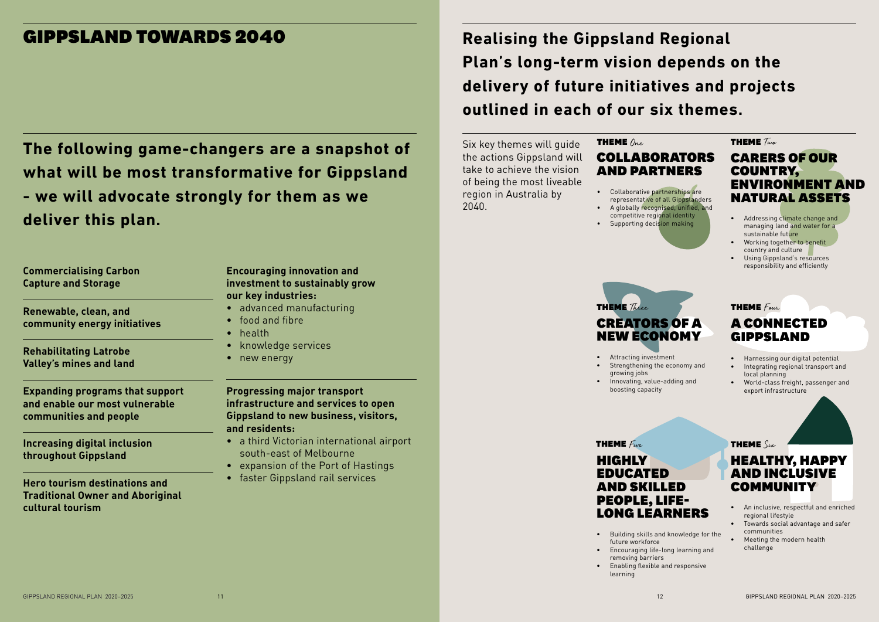# GIPPSLAND TOWARDS 2040

**The following game-changers are a snapshot of what will be most transformative for Gippsland - we will advocate strongly for them as we deliver this plan.**

**Commercialising Carbon Capture and Storage**

**Renewable, clean, and community energy initiatives**

**Rehabilitating Latrobe Valley's mines and land**

**Expanding programs that support and enable our most vulnerable communities and people**

**Increasing digital inclusion throughout Gippsland**

**Hero tourism destinations and Traditional Owner and Aboriginal cultural tourism**

**Encouraging innovation and investment to sustainably grow our key industries:**

- advanced manufacturing
- food and fibre
- health
- knowledge services
- new energy

**Progressing major transport infrastructure and services to open Gippsland to new business, visitors, and residents:**

- a third Victorian international airport south-east of Melbourne
- expansion of the Port of Hastings
- faster Gippsland rail services

## Realising the Gippsland Regional Plan's long-term vision depends on the delivery of future initiatives and projects outlined in each of our six themes.

Six key themes will guide the actions Gippsland will take to achieve the vision of being the most liveable region in Australia by 2040.

### THEME *One*: COLLABORATORS AND PARTNERS

- Collaborative partnerships are representative of all Gippslanders
- A globally recognised, unified, and competitive regional identity
- Supporting decision making

### THEME *Two*: CARERS OF OUR COUNTRY, ENVIRONMENT AND NATURAL ASSETS

- Addressing climate change and managing land and water for a sustainable future
- Working together to benefit country and culture
- Using Gippsland's resources responsibility and efficiently

### THEME *Three*: CREATORS OF A NEW ECONOMY

- Attracting investment
- Strengthening the economy and growing jobs
- Innovating, value-adding and boosting capacity

### THEME *Four*: A CONNECTED GIPPSLAND

- Harnessing our digital potential
- Integrating regional transport and local planning
- World-class freight, passenger and export infrastructure

### THEME *Five*: HIGHLY EDUCATED AND SKILLED PEOPLE, LIFE-LONG LEARNERS

- Building skills and knowledge for the future workforce
- Encouraging life-long learning and removing barriers
- Enabling flexible and responsive learning

### THEME *Six*: HEALTHY, HAPPY AND INCLUSIVE COMMUNITY

- An inclusive, respectful and enriched regional lifestyle
- Towards social advantage and safer communities
- Meeting the modern health challenge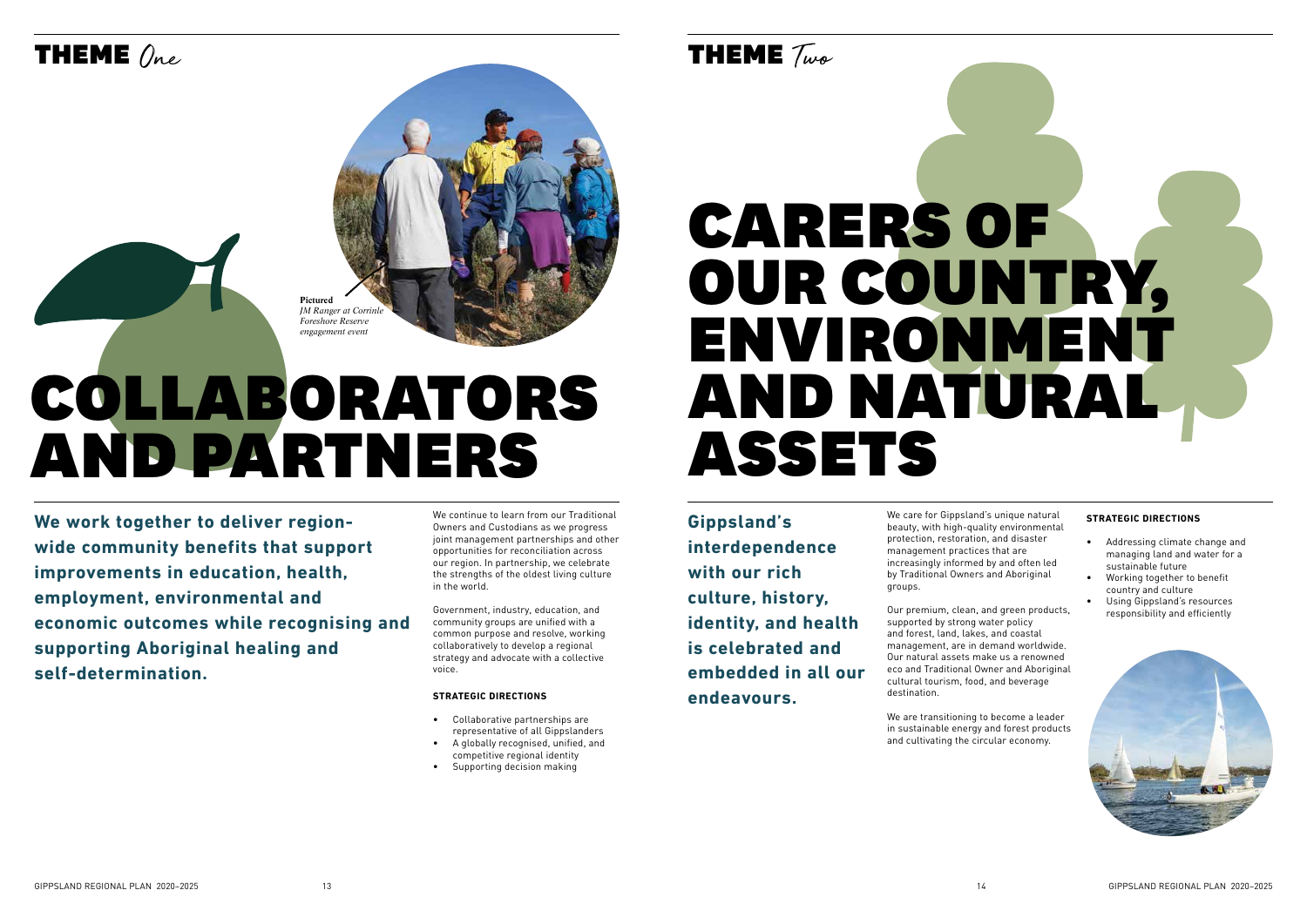# THEME *One*

**Pictured**
*JM Ranger at Corrinle Foreshore Reserve engagement event*

# COLLABORATORS AND PARTNERS

**We work together to deliver region-wide community benefits that support improvements in education, health, employment, environmental and economic outcomes while recognising and supporting Aboriginal healing and self-determination.**

We continue to learn from our Traditional Owners and Custodians as we progress joint management partnerships and other opportunities for reconciliation across our region. In partnership, we celebrate the strengths of the oldest living culture in the world.

Government, industry, education, and community groups are unified with a common purpose and resolve, working collaboratively to develop a regional strategy and advocate with a collective voice.

**STRATEGIC DIRECTIONS**

- Collaborative partnerships are representative of all Gippslanders
- A globally recognised, unified, and competitive regional identity
- Supporting decision making

# THEME *Two*

# CARERS OF OUR COUNTRY, ENVIRONMENT AND NATURAL ASSETS

**Gippsland's interdependence with our rich culture, history, identity, and health is celebrated and embedded in all our endeavours.**

We care for Gippsland's unique natural beauty, with high-quality environmental protection, restoration, and disaster management practices that are increasingly informed by and often led by Traditional Owners and Aboriginal groups.

Our premium, clean, and green products, supported by strong water policy and forest, land, lakes, and coastal management, are in demand worldwide. Our natural assets make us a renowned eco and Traditional Owner and Aboriginal cultural tourism, food, and beverage destination.

We are transitioning to become a leader in sustainable energy and forest products and cultivating the circular economy.

**STRATEGIC DIRECTIONS**

- Addressing climate change and managing land and water for a sustainable future
- Working together to benefit country and culture
- Using Gippsland's resources responsibility and efficiently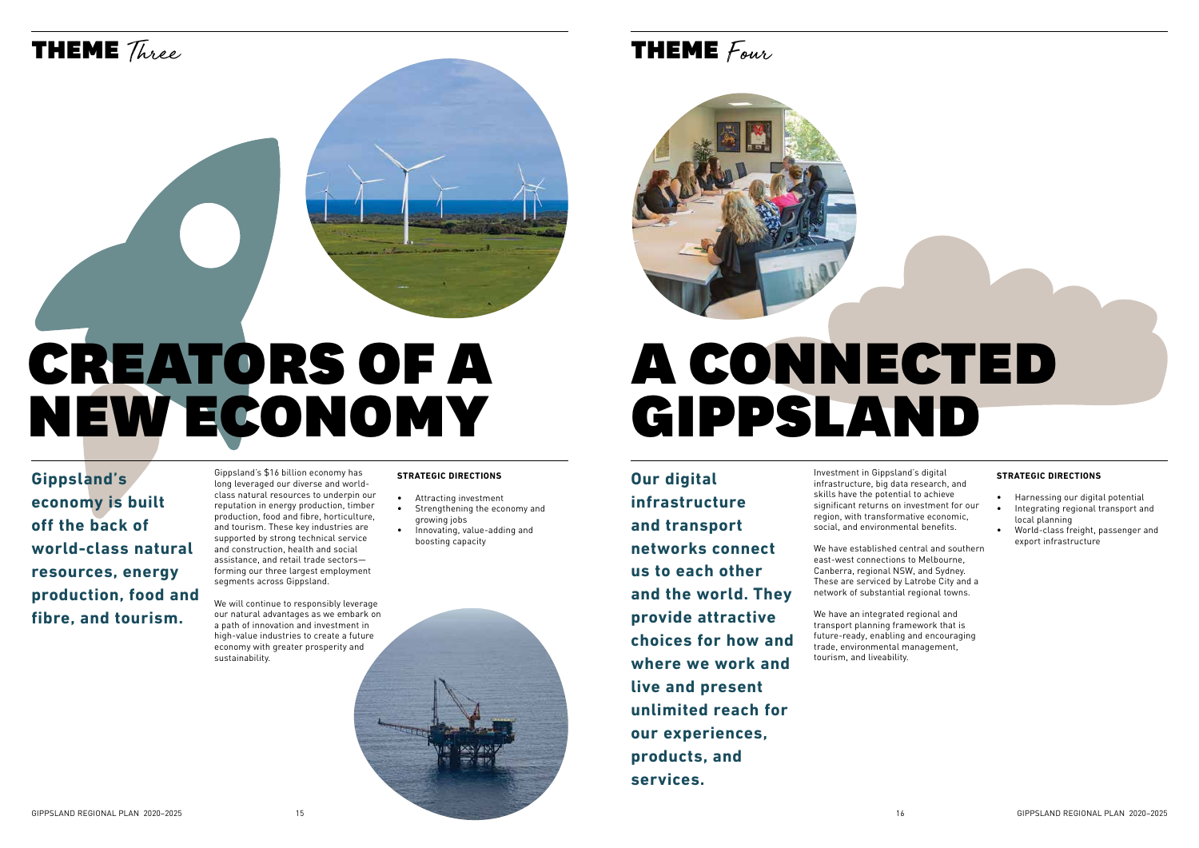## THEME *Three*

# CREATORS OF A NEW ECONOMY

**Gippsland's economy is built off the back of world-class natural resources, energy production, food and fibre, and tourism.**

Gippsland's $16 billion economy has long leveraged our diverse and world-class natural resources to underpin our reputation in energy production, timber production, food and fibre, horticulture, and tourism. These key industries are supported by strong technical service and construction, health and social assistance, and retail trade sectors—forming our three largest employment segments across Gippsland.

We will continue to responsibly leverage our natural advantages as we embark on a path of innovation and investment in high-value industries to create a future economy with greater prosperity and sustainability.

**STRATEGIC DIRECTIONS**

- Attracting investment
- Strengthening the economy and growing jobs
- Innovating, value-adding and boosting capacity

## THEME *Four*

# A CONNECTED GIPPSLAND

**Our digital infrastructure and transport networks connect us to each other and the world. They provide attractive choices for how and where we work and live and present unlimited reach for our experiences, products, and services.**

Investment in Gippsland's digital infrastructure, big data research, and skills have the potential to achieve significant returns on investment for our region, with transformative economic, social, and environmental benefits.

We have established central and southern east-west connections to Melbourne, Canberra, regional NSW, and Sydney. These are serviced by Latrobe City and a network of substantial regional towns.

We have an integrated regional and transport planning framework that is future-ready, enabling and encouraging trade, environmental management, tourism, and liveability.

**STRATEGIC DIRECTIONS**

- Harnessing our digital potential
- Integrating regional transport and local planning
- World-class freight, passenger and export infrastructure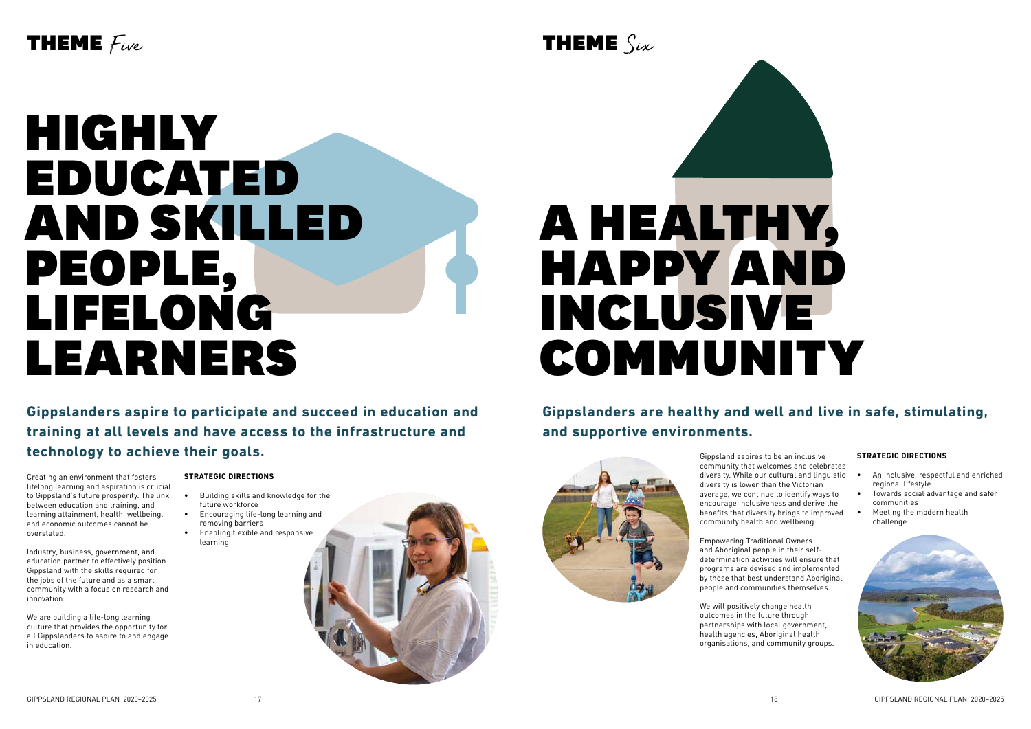# THEME *Five*

# HIGHLY EDUCATED AND SKILLED PEOPLE, LIFELONG LEARNERS

**Gippslanders aspire to participate and succeed in education and training at all levels and have access to the infrastructure and technology to achieve their goals.**

Creating an environment that fosters lifelong learning and aspiration is crucial to Gippsland's future prosperity. The link between education and training, and learning attainment, health, wellbeing, and economic outcomes cannot be overstated.

Industry, business, government, and education partner to effectively position Gippsland with the skills required for the jobs of the future and as a smart community with a focus on research and innovation.

We are building a life-long learning culture that provides the opportunity for all Gippslanders to aspire to and engage in education.

**STRATEGIC DIRECTIONS**

- Building skills and knowledge for the future workforce
- Encouraging life-long learning and removing barriers
- Enabling flexible and responsive learning

# THEME *Six*

# A HEALTHY, HAPPY AND INCLUSIVE COMMUNITY

**Gippslanders are healthy and well and live in safe, stimulating, and supportive environments.**

Gippsland aspires to be an inclusive community that welcomes and celebrates diversity. While our cultural and linguistic diversity is lower than the Victorian average, we continue to identify ways to encourage inclusiveness and derive the benefits that diversity brings to improved community health and wellbeing.

Empowering Traditional Owners and Aboriginal people in their self-determination activities will ensure that programs are devised and implemented by those that best understand Aboriginal people and communities themselves.

We will positively change health outcomes in the future through partnerships with local government, health agencies, Aboriginal health organisations, and community groups.

**STRATEGIC DIRECTIONS**

- An inclusive, respectful and enriched regional lifestyle
- Towards social advantage and safer communities
- Meeting the modern health challenge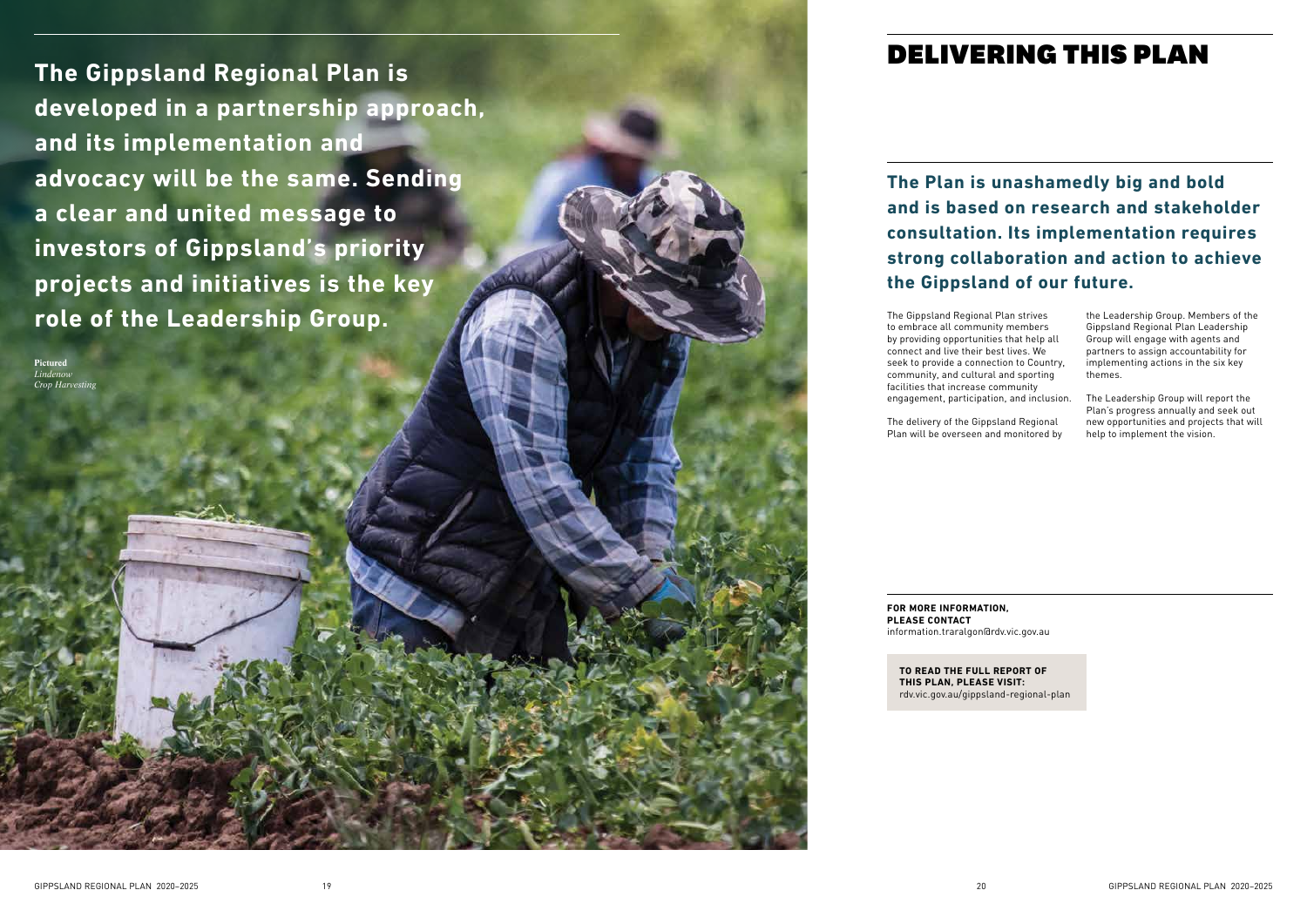**The Gippsland Regional Plan is developed in a partnership approach, and its implementation and advocacy will be the same. Sending a clear and united message to investors of Gippsland's priority projects and initiatives is the key role of the Leadership Group.**

**Pictured**
*Lindenow Crop Harvesting*

# DELIVERING THIS PLAN

**The Plan is unashamedly big and bold and is based on research and stakeholder consultation. Its implementation requires strong collaboration and action to achieve the Gippsland of our future.**

The Gippsland Regional Plan strives to embrace all community members by providing opportunities that help all connect and live their best lives. We seek to provide a connection to Country, community, and cultural and sporting facilities that increase community engagement, participation, and inclusion.

The delivery of the Gippsland Regional Plan will be overseen and monitored by the Leadership Group. Members of the Gippsland Regional Plan Leadership Group will engage with agents and partners to assign accountability for implementing actions in the six key themes.

The Leadership Group will report the Plan's progress annually and seek out new opportunities and projects that will help to implement the vision.

**FOR MORE INFORMATION, PLEASE CONTACT**
information.traralgon@rdv.vic.gov.au

**TO READ THE FULL REPORT OF THIS PLAN, PLEASE VISIT:**
rdv.vic.gov.au/gippsland-regional-plan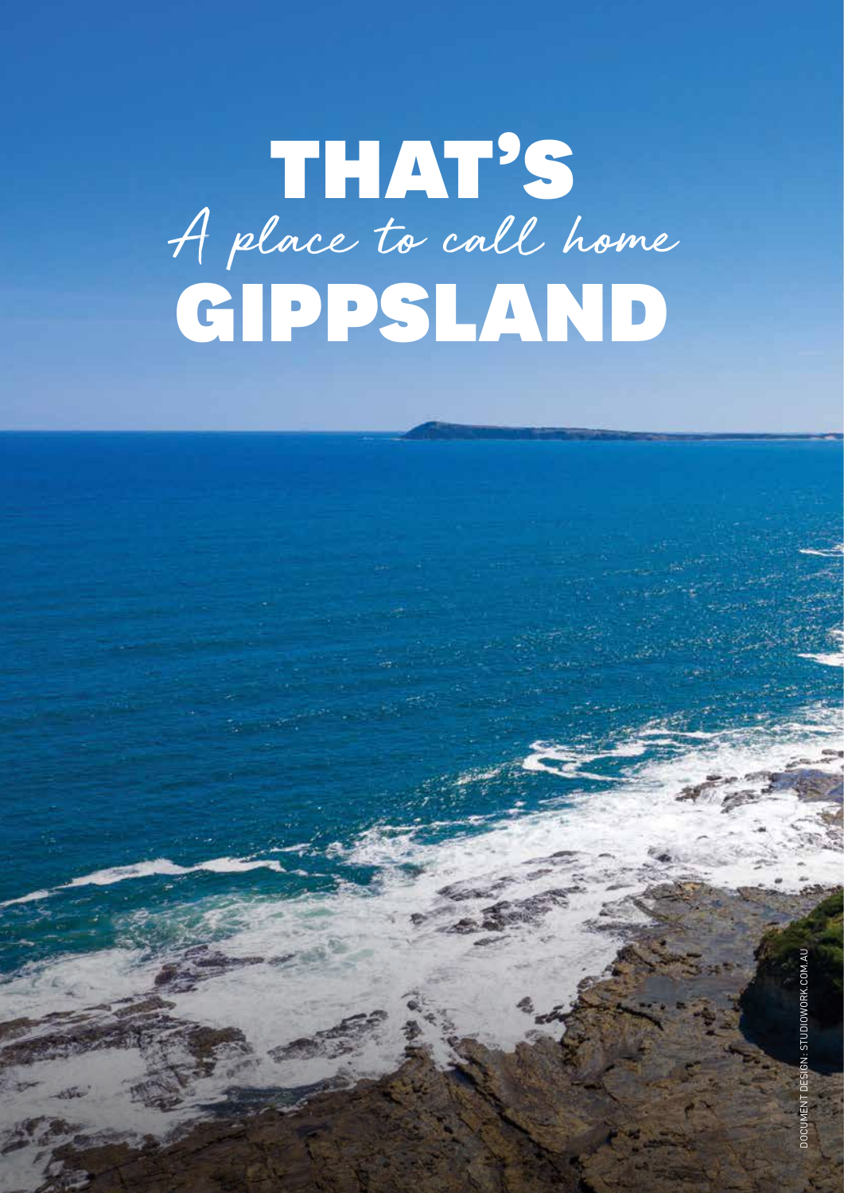# THAT'S
*A place to call home*
# GIPPSLAND

DOCUMENT DESIGN: STUDIOWORK.COM.AU